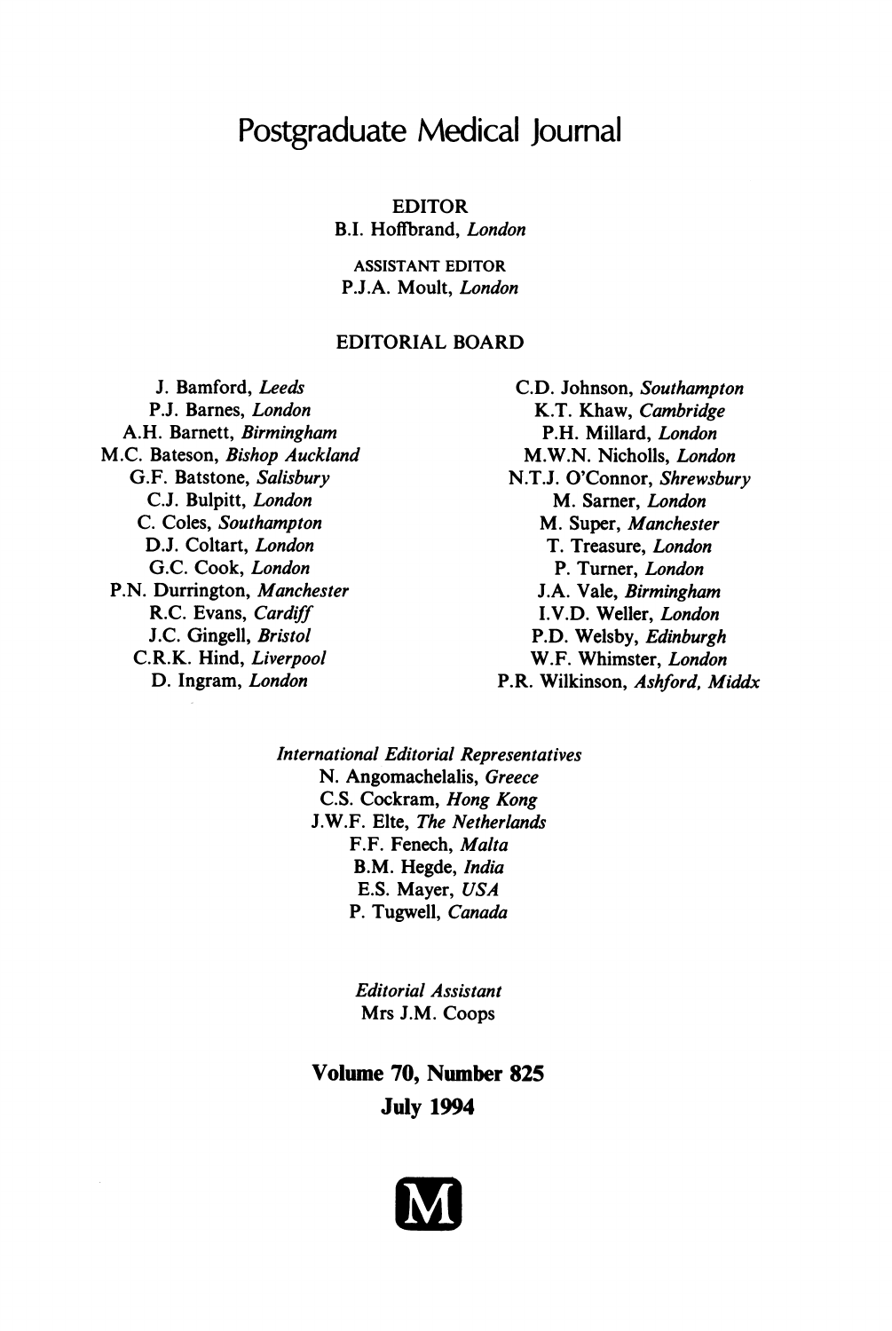# Postgraduate Medical Journal

EDITOR
B.I. Hoffbrand, *London*

ASSISTANT EDITOR
P.J.A. Moult, *London*

## EDITORIAL BOARD

J. Bamford, *Leeds*
P.J. Barnes, *London*
A.H. Barnett, *Birmingham*
M.C. Bateson, *Bishop Auckland*
G.F. Batstone, *Salisbury*
C.J. Bulpitt, *London*
C. Coles, *Southampton*
D.J. Coltart, *London*
G.C. Cook, *London*
P.N. Durrington, *Manchester*
R.C. Evans, *Cardiff*
J.C. Gingell, *Bristol*
C.R.K. Hind, *Liverpool*
D. Ingram, *London*
C.D. Johnson, *Southampton*
K.T. Khaw, *Cambridge*
P.H. Millard, *London*
M.W.N. Nicholls, *London*
N.T.J. O'Connor, *Shrewsbury*
M. Sarner, *London*
M. Super, *Manchester*
T. Treasure, *London*
P. Turner, *London*
J.A. Vale, *Birmingham*
I.V.D. Weller, *London*
P.D. Welsby, *Edinburgh*
W.F. Whimster, *London*
P.R. Wilkinson, *Ashford, Middx*

*International Editorial Representatives*
N. Angomachelalis, *Greece*
C.S. Cockram, *Hong Kong*
J.W.F. Elte, *The Netherlands*
F.F. Fenech, *Malta*
B.M. Hegde, *India*
E.S. Mayer, *USA*
P. Tugwell, *Canada*

*Editorial Assistant*
Mrs J.M. Coops

**Volume 70, Number 825**
**July 1994**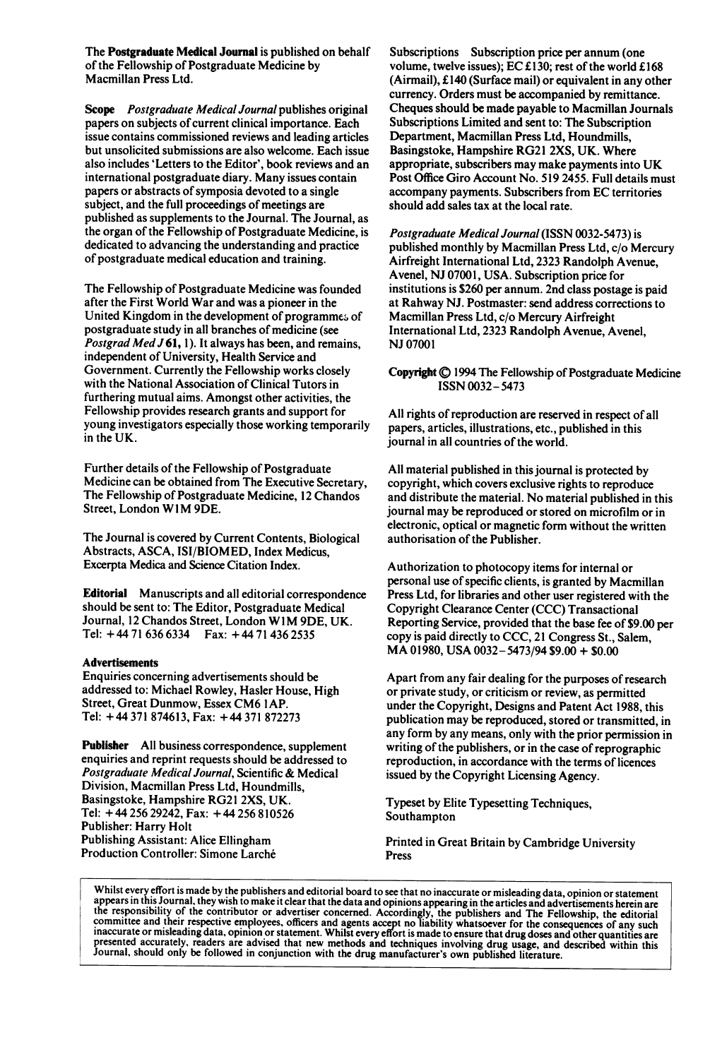The **Postgraduate Medical Journal** is published on behalf of the Fellowship of Postgraduate Medicine by Macmillan Press Ltd.

**Scope** *Postgraduate Medical Journal* publishes original papers on subjects of current clinical importance. Each issue contains commissioned reviews and leading articles but unsolicited submissions are also welcome. Each issue also includes 'Letters to the Editor', book reviews and an international postgraduate diary. Many issues contain papers or abstracts of symposia devoted to a single subject, and the full proceedings of meetings are published as supplements to the Journal. The Journal, as the organ of the Fellowship of Postgraduate Medicine, is dedicated to advancing the understanding and practice of postgraduate medical education and training.

The Fellowship of Postgraduate Medicine was founded after the First World War and was a pioneer in the United Kingdom in the development of programmes of postgraduate study in all branches of medicine (see *Postgrad Med J* **61**, 1). It always has been, and remains, independent of University, Health Service and Government. Currently the Fellowship works closely with the National Association of Clinical Tutors in furthering mutual aims. Amongst other activities, the Fellowship provides research grants and support for young investigators especially those working temporarily in the UK.

Further details of the Fellowship of Postgraduate Medicine can be obtained from The Executive Secretary, The Fellowship of Postgraduate Medicine, 12 Chandos Street, London W1M 9DE.

The Journal is covered by Current Contents, Biological Abstracts, ASCA, ISI/BIOMED, Index Medicus, Excerpta Medica and Science Citation Index.

**Editorial** Manuscripts and all editorial correspondence should be sent to: The Editor, Postgraduate Medical Journal, 12 Chandos Street, London W1M 9DE, UK. Tel: +44 71 636 6334 Fax: +44 71 436 2535

**Advertisements**
Enquiries concerning advertisements should be addressed to: Michael Rowley, Hasler House, High Street, Great Dunmow, Essex CM6 1AP. Tel: +44 371 874613, Fax: +44 371 872273

**Publisher** All business correspondence, supplement enquiries and reprint requests should be addressed to *Postgraduate Medical Journal*, Scientific & Medical Division, Macmillan Press Ltd, Houndmills, Basingstoke, Hampshire RG21 2XS, UK.
Tel: +44 256 29242, Fax: +44 256 810526
Publisher: Harry Holt
Publishing Assistant: Alice Ellingham
Production Controller: Simone Larché

Subscriptions Subscription price per annum (one volume, twelve issues); EC £130; rest of the world £168 (Airmail), £140 (Surface mail) or equivalent in any other currency. Orders must be accompanied by remittance. Cheques should be made payable to Macmillan Journals Subscriptions Limited and sent to: The Subscription Department, Macmillan Press Ltd, Houndmills, Basingstoke, Hampshire RG21 2XS, UK. Where appropriate, subscribers may make payments into UK Post Office Giro Account No. 519 2455. Full details must accompany payments. Subscribers from EC territories should add sales tax at the local rate.

*Postgraduate Medical Journal* (ISSN 0032-5473) is published monthly by Macmillan Press Ltd, c/o Mercury Airfreight International Ltd, 2323 Randolph Avenue, Avenel, NJ 07001, USA. Subscription price for institutions is $260 per annum. 2nd class postage is paid at Rahway NJ. Postmaster: send address corrections to Macmillan Press Ltd, c/o Mercury Airfreight International Ltd, 2323 Randolph Avenue, Avenel, NJ 07001

**Copyright** © 1994 The Fellowship of Postgraduate Medicine
ISSN 0032-5473

All rights of reproduction are reserved in respect of all papers, articles, illustrations, etc., published in this journal in all countries of the world.

All material published in this journal is protected by copyright, which covers exclusive rights to reproduce and distribute the material. No material published in this journal may be reproduced or stored on microfilm or in electronic, optical or magnetic form without the written authorisation of the Publisher.

Authorization to photocopy items for internal or personal use of specific clients, is granted by Macmillan Press Ltd, for libraries and other user registered with the Copyright Clearance Center (CCC) Transactional Reporting Service, provided that the base fee of $9.00 per copy is paid directly to CCC, 21 Congress St., Salem, MA 01980, USA 0032-5473/94 $9.00 + $0.00

Apart from any fair dealing for the purposes of research or private study, or criticism or review, as permitted under the Copyright, Designs and Patent Act 1988, this publication may be reproduced, stored or transmitted, in any form by any means, only with the prior permission in writing of the publishers, or in the case of reprographic reproduction, in accordance with the terms of licences issued by the Copyright Licensing Agency.

Typeset by Elite Typesetting Techniques, Southampton

Printed in Great Britain by Cambridge University Press

Whilst every effort is made by the publishers and editorial board to see that no inaccurate or misleading data, opinion or statement appears in this Journal, they wish to make it clear that the data and opinions appearing in the articles and advertisements herein are the responsibility of the contributor or advertiser concerned. Accordingly, the publishers and The Fellowship, the editorial committee and their respective employees, officers and agents accept no liability whatsoever for the consequences of any such inaccurate or misleading data, opinion or statement. Whilst every effort is made to ensure that drug doses and other quantities are presented accurately, readers are advised that new methods and techniques involving drug usage, and described within this Journal, should only be followed in conjunction with the drug manufacturer's own published literature.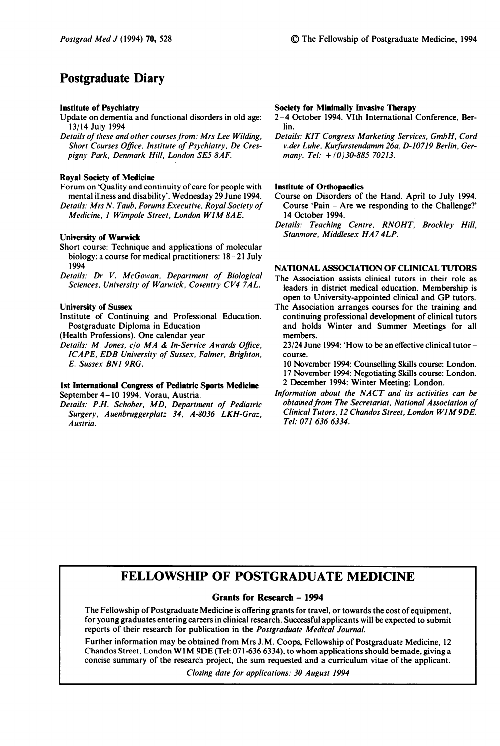# Postgraduate Diary

**Institute of Psychiatry**

Update on dementia and functional disorders in old age: 13/14 July 1994

*Details of these and other courses from: Mrs Lee Wilding, Short Courses Office, Institute of Psychiatry, De Crespigny Park, Denmark Hill, London SE5 8AF.*

**Royal Society of Medicine**

Forum on 'Quality and continuity of care for people with mental illness and disability'. Wednesday 29 June 1994.

*Details: Mrs N. Taub, Forums Executive, Royal Society of Medicine, 1 Wimpole Street, London W1M 8AE.*

**University of Warwick**

Short course: Technique and applications of molecular biology: a course for medical practitioners: 18–21 July 1994

*Details: Dr V. McGowan, Department of Biological Sciences, University of Warwick, Coventry CV4 7AL.*

**University of Sussex**

Institute of Continuing and Professional Education. Postgraduate Diploma in Education (Health Professions). One calendar year

*Details: M. Jones, c/o MA & In-Service Awards Office, ICAPE, EDB University of Sussex, Falmer, Brighton, E. Sussex BN1 9RG.*

**1st International Congress of Pediatric Sports Medicine**

September 4–10 1994. Vorau, Austria.

*Details: P.H. Schober, MD, Department of Pediatric Surgery, Auenbruggerplatz 34, A-8036 LKH-Graz, Austria.*

**Society for Minimally Invasive Therapy**

2–4 October 1994. VIth International Conference, Berlin.

*Details: KIT Congress Marketing Services, GmbH, Cord v.der Luhe, Kurfurstendamm 26a, D-10719 Berlin, Germany. Tel: + (0)30-885 70213.*

**Institute of Orthopaedics**

Course on Disorders of the Hand. April to July 1994. Course 'Pain – Are we responding to the Challenge?' 14 October 1994.

*Details: Teaching Centre, RNOHT, Brockley Hill, Stanmore, Middlesex HA7 4LP.*

**NATIONAL ASSOCIATION OF CLINICAL TUTORS**

The Association assists clinical tutors in their role as leaders in district medical education. Membership is open to University-appointed clinical and GP tutors.

The Association arranges courses for the training and continuing professional development of clinical tutors and holds Winter and Summer Meetings for all members.

23/24 June 1994: 'How to be an effective clinical tutor – course.

10 November 1994: Counselling Skills course: London.

17 November 1994: Negotiating Skills course: London.

2 December 1994: Winter Meeting: London.

*Information about the NACT and its activities can be obtained from The Secretariat, National Association of Clinical Tutors, 12 Chandos Street, London W1M 9DE. Tel: 071 636 6334.*

## FELLOWSHIP OF POSTGRADUATE MEDICINE

### Grants for Research – 1994

The Fellowship of Postgraduate Medicine is offering grants for travel, or towards the cost of equipment, for young graduates entering careers in clinical research. Successful applicants will be expected to submit reports of their research for publication in the *Postgraduate Medical Journal*.

Further information may be obtained from Mrs J.M. Coops, Fellowship of Postgraduate Medicine, 12 Chandos Street, London W1M 9DE (Tel: 071-636 6334), to whom applications should be made, giving a concise summary of the research project, the sum requested and a curriculum vitae of the applicant.

*Closing date for applications: 30 August 1994*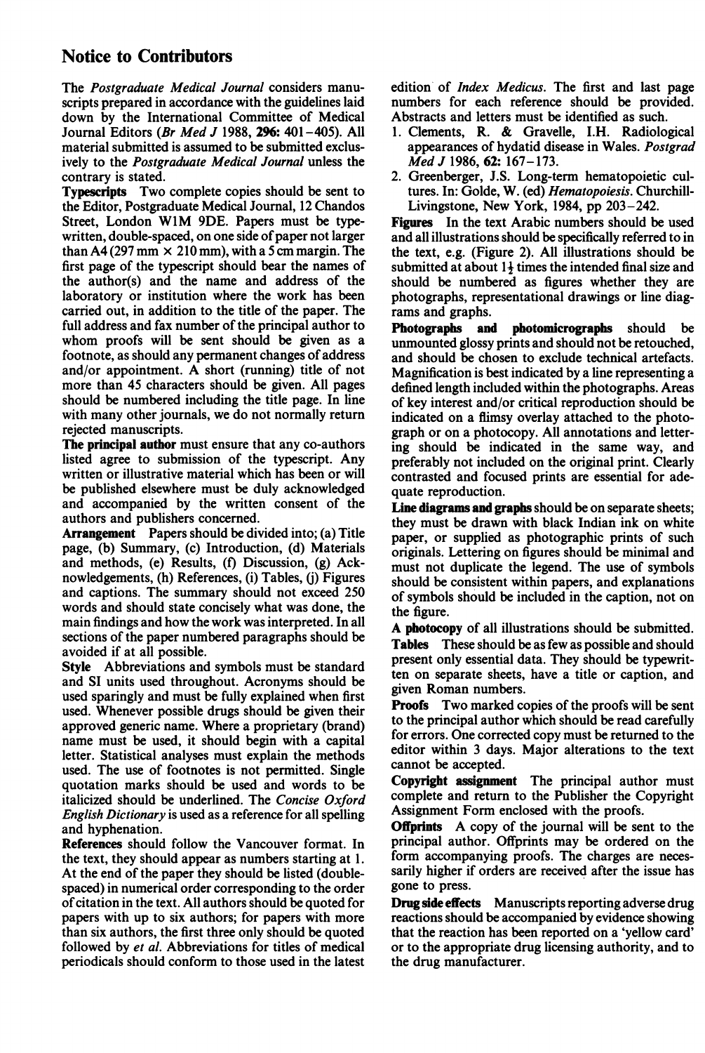# Notice to Contributors

The *Postgraduate Medical Journal* considers manuscripts prepared in accordance with the guidelines laid down by the International Committee of Medical Journal Editors (*Br Med J* 1988, **296:** 401–405). All material submitted is assumed to be submitted exclusively to the *Postgraduate Medical Journal* unless the contrary is stated.

**Typescripts** Two complete copies should be sent to the Editor, Postgraduate Medical Journal, 12 Chandos Street, London W1M 9DE. Papers must be typewritten, double-spaced, on one side of paper not larger than A4 (297 mm × 210 mm), with a 5 cm margin. The first page of the typescript should bear the names of the author(s) and the name and address of the laboratory or institution where the work has been carried out, in addition to the title of the paper. The full address and fax number of the principal author to whom proofs will be sent should be given as a footnote, as should any permanent changes of address and/or appointment. A short (running) title of not more than 45 characters should be given. All pages should be numbered including the title page. In line with many other journals, we do not normally return rejected manuscripts.

**The principal author** must ensure that any co-authors listed agree to submission of the typescript. Any written or illustrative material which has been or will be published elsewhere must be duly acknowledged and accompanied by the written consent of the authors and publishers concerned.

**Arrangement** Papers should be divided into; (a) Title page, (b) Summary, (c) Introduction, (d) Materials and methods, (e) Results, (f) Discussion, (g) Acknowledgements, (h) References, (i) Tables, (j) Figures and captions. The summary should not exceed 250 words and should state concisely what was done, the main findings and how the work was interpreted. In all sections of the paper numbered paragraphs should be avoided if at all possible.

**Style** Abbreviations and symbols must be standard and SI units used throughout. Acronyms should be used sparingly and must be fully explained when first used. Whenever possible drugs should be given their approved generic name. Where a proprietary (brand) name must be used, it should begin with a capital letter. Statistical analyses must explain the methods used. The use of footnotes is not permitted. Single quotation marks should be used and words to be italicized should be underlined. The *Concise Oxford English Dictionary* is used as a reference for all spelling and hyphenation.

**References** should follow the Vancouver format. In the text, they should appear as numbers starting at 1. At the end of the paper they should be listed (double-spaced) in numerical order corresponding to the order of citation in the text. All authors should be quoted for papers with up to six authors; for papers with more than six authors, the first three only should be quoted followed by *et al.* Abbreviations for titles of medical periodicals should conform to those used in the latest edition of *Index Medicus*. The first and last page numbers for each reference should be provided. Abstracts and letters must be identified as such.

1. Clements, R. & Gravelle, I.H. Radiological appearances of hydatid disease in Wales. *Postgrad Med J* 1986, **62:** 167–173.
2. Greenberger, J.S. Long-term hematopoietic cultures. In: Golde, W. (ed) *Hematopoiesis*. Churchill-Livingstone, New York, 1984, pp 203–242.

**Figures** In the text Arabic numbers should be used and all illustrations should be specifically referred to in the text, e.g. (Figure 2). All illustrations should be submitted at about 1½ times the intended final size and should be numbered as figures whether they are photographs, representational drawings or line diagrams and graphs.

**Photographs and photomicrographs** should be unmounted glossy prints and should not be retouched, and should be chosen to exclude technical artefacts. Magnification is best indicated by a line representing a defined length included within the photographs. Areas of key interest and/or critical reproduction should be indicated on a flimsy overlay attached to the photograph or on a photocopy. All annotations and lettering should be indicated in the same way, and preferably not included on the original print. Clearly contrasted and focused prints are essential for adequate reproduction.

**Line diagrams and graphs** should be on separate sheets; they must be drawn with black Indian ink on white paper, or supplied as photographic prints of such originals. Lettering on figures should be minimal and must not duplicate the legend. The use of symbols should be consistent within papers, and explanations of symbols should be included in the caption, not on the figure.

**A photocopy** of all illustrations should be submitted.

**Tables** These should be as few as possible and should present only essential data. They should be typewritten on separate sheets, have a title or caption, and given Roman numbers.

**Proofs** Two marked copies of the proofs will be sent to the principal author which should be read carefully for errors. One corrected copy must be returned to the editor within 3 days. Major alterations to the text cannot be accepted.

**Copyright assignment** The principal author must complete and return to the Publisher the Copyright Assignment Form enclosed with the proofs.

**Offprints** A copy of the journal will be sent to the principal author. Offprints may be ordered on the form accompanying proofs. The charges are necessarily higher if orders are received after the issue has gone to press.

**Drug side effects** Manuscripts reporting adverse drug reactions should be accompanied by evidence showing that the reaction has been reported on a 'yellow card' or to the appropriate drug licensing authority, and to the drug manufacturer.